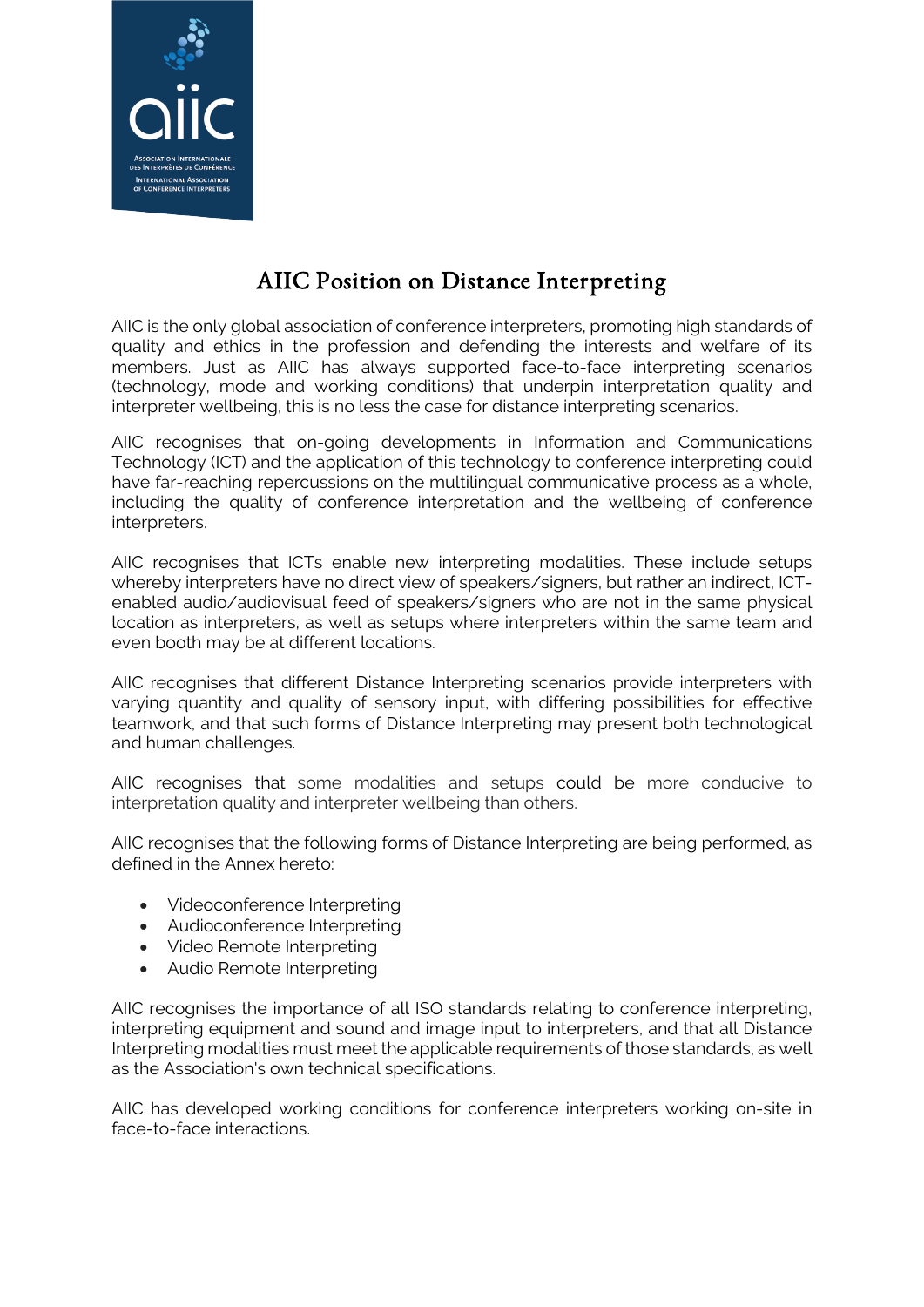# AIIC Position on Distance Interpreting

AIIC is the only global association of conference interpreters, promoting high standards of quality and ethics in the profession and defending the interests and welfare of its members. Just as AIIC has always supported face-to-face interpreting scenarios (technology, mode and working conditions) that underpin interpretation quality and interpreter wellbeing, this is no less the case for distance interpreting scenarios.

AIIC recognises that on-going developments in Information and Communications Technology (ICT) and the application of this technology to conference interpreting could have far-reaching repercussions on the multilingual communicative process as a whole, including the quality of conference interpretation and the wellbeing of conference interpreters.

AIIC recognises that ICTs enable new interpreting modalities. These include setups whereby interpreters have no direct view of speakers/signers, but rather an indirect, ICT-enabled audio/audiovisual feed of speakers/signers who are not in the same physical location as interpreters, as well as setups where interpreters within the same team and even booth may be at different locations.

AIIC recognises that different Distance Interpreting scenarios provide interpreters with varying quantity and quality of sensory input, with differing possibilities for effective teamwork, and that such forms of Distance Interpreting may present both technological and human challenges.

AIIC recognises that some modalities and setups could be more conducive to interpretation quality and interpreter wellbeing than others.

AIIC recognises that the following forms of Distance Interpreting are being performed, as defined in the Annex hereto:

- Videoconference Interpreting
- Audioconference Interpreting
- Video Remote Interpreting
- Audio Remote Interpreting

AIIC recognises the importance of all ISO standards relating to conference interpreting, interpreting equipment and sound and image input to interpreters, and that all Distance Interpreting modalities must meet the applicable requirements of those standards, as well as the Association's own technical specifications.

AIIC has developed working conditions for conference interpreters working on-site in face-to-face interactions.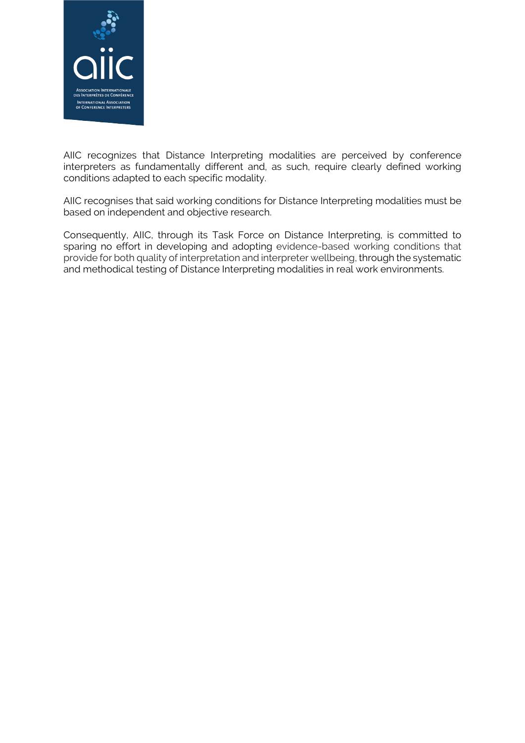AIIC recognizes that Distance Interpreting modalities are perceived by conference interpreters as fundamentally different and, as such, require clearly defined working conditions adapted to each specific modality.

AIIC recognises that said working conditions for Distance Interpreting modalities must be based on independent and objective research.

Consequently, AIIC, through its Task Force on Distance Interpreting, is committed to sparing no effort in developing and adopting evidence-based working conditions that provide for both quality of interpretation and interpreter wellbeing, through the systematic and methodical testing of Distance Interpreting modalities in real work environments.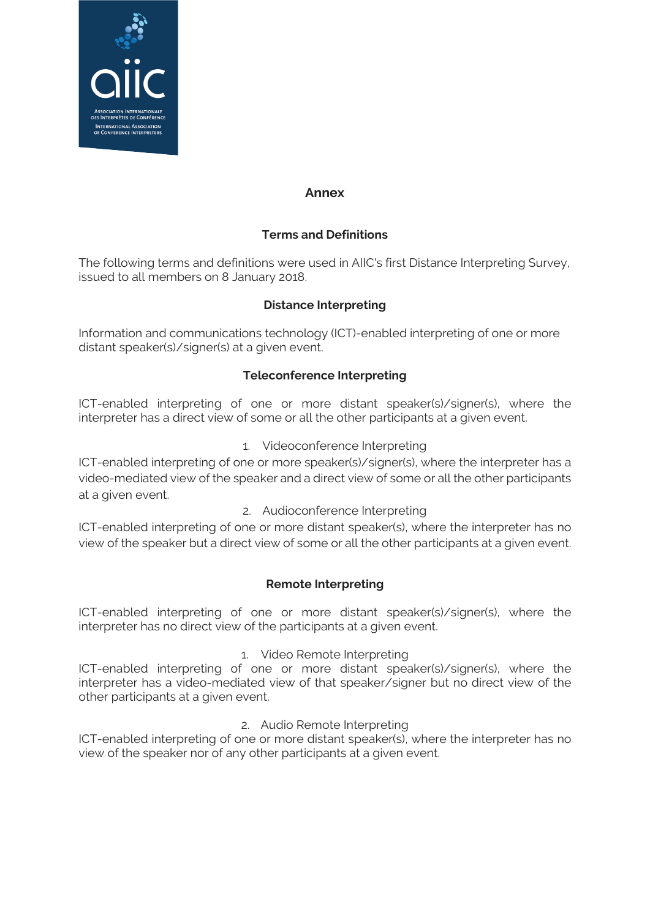# Annex

## Terms and Definitions

The following terms and definitions were used in AIIC's first Distance Interpreting Survey, issued to all members on 8 January 2018.

### Distance Interpreting

Information and communications technology (ICT)-enabled interpreting of one or more distant speaker(s)/signer(s) at a given event.

### Teleconference Interpreting

ICT-enabled interpreting of one or more distant speaker(s)/signer(s), where the interpreter has a direct view of some or all the other participants at a given event.

1. Videoconference Interpreting

ICT-enabled interpreting of one or more speaker(s)/signer(s), where the interpreter has a video-mediated view of the speaker and a direct view of some or all the other participants at a given event.

2. Audioconference Interpreting

ICT-enabled interpreting of one or more distant speaker(s), where the interpreter has no view of the speaker but a direct view of some or all the other participants at a given event.

### Remote Interpreting

ICT-enabled interpreting of one or more distant speaker(s)/signer(s), where the interpreter has no direct view of the participants at a given event.

1. Video Remote Interpreting

ICT-enabled interpreting of one or more distant speaker(s)/signer(s), where the interpreter has a video-mediated view of that speaker/signer but no direct view of the other participants at a given event.

2. Audio Remote Interpreting

ICT-enabled interpreting of one or more distant speaker(s), where the interpreter has no view of the speaker nor of any other participants at a given event.